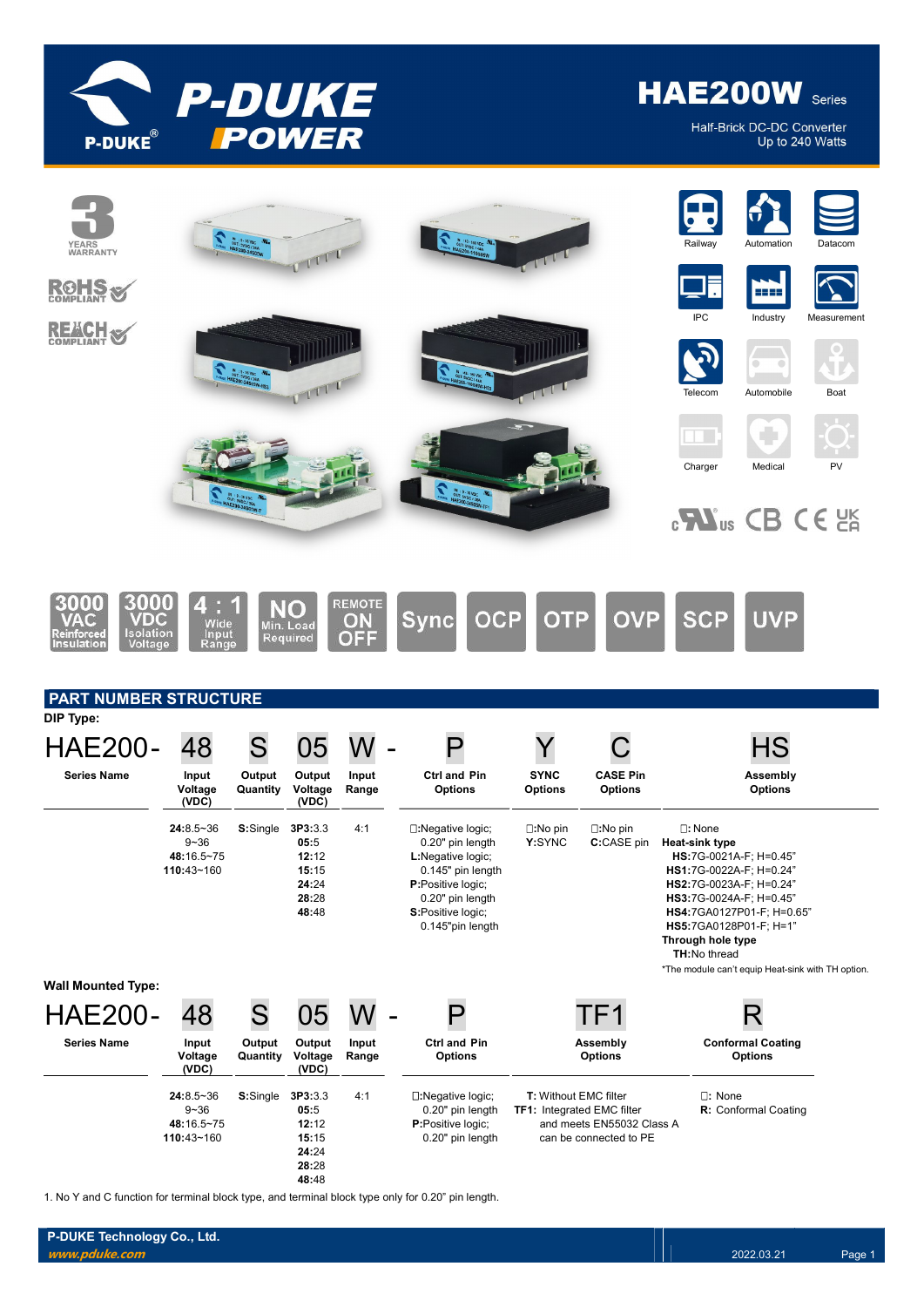# HAE200W Series

Half-Brick DC-DC Converter
Up to 240 Watts

3 YEARS WARRANTY

RoHS COMPLIANT

REACH COMPLIANT

Railway | Automation | Datacom | IPC | Industry | Measurement | Telecom | Automobile | Boat | Charger | Medical | PV

3000 VAC Reinforced Insulation | 3000 VDC Isolation Voltage | 4 : 1 Wide Input Range | NO Min. Load Required | REMOTE ON OFF | Sync | OCP | OTP | OVP | SCP | UVP

## PART NUMBER STRUCTURE

**DIP Type:**

| HAE200- | 48 | S | 05 | W - | P | Y | C | HS |
|---|---|---|---|---|---|---|---|---|
| **Series Name** | **Input Voltage (VDC)** | **Output Quantity** | **Output Voltage (VDC)** | **Input Range** | **Ctrl and Pin Options** | **SYNC Options** | **CASE Pin Options** | **Assembly Options** |
| | **24**:8.5~36<br>9~36<br>**48**:16.5~75<br>**110**:43~160 | **S**:Single | **3P3**:3.3<br>**05**:5<br>**12**:12<br>**15**:15<br>**24**:24<br>**28**:28<br>**48**:48 | 4:1 | □:Negative logic; 0.20" pin length<br>**L**:Negative logic; 0.145" pin length<br>**P**:Positive logic; 0.20" pin length<br>**S**:Positive logic; 0.145"pin length | □:No pin<br>**Y**:SYNC | □:No pin<br>**C**:CASE pin | □: None<br>**Heat-sink type**<br>**HS**:7G-0021A-F; H=0.45"<br>**HS1**:7G-0022A-F; H=0.24"<br>**HS2**:7G-0023A-F; H=0.24"<br>**HS3**:7G-0024A-F; H=0.45"<br>**HS4**:7GA0127P01-F; H=0.65"<br>**HS5**:7GA0128P01-F; H=1"<br>**Through hole type**<br>**TH**:No thread<br>*The module can't equip Heat-sink with TH option. |

**Wall Mounted Type:**

| HAE200- | 48 | S | 05 | W - | P | TF1 | R |
|---|---|---|---|---|---|---|---|
| **Series Name** | **Input Voltage (VDC)** | **Output Quantity** | **Output Voltage (VDC)** | **Input Range** | **Ctrl and Pin Options** | **Assembly Options** | **Conformal Coating Options** |
| | **24**:8.5~36<br>9~36<br>**48**:16.5~75<br>**110**:43~160 | **S**:Single | **3P3**:3.3<br>**05**:5<br>**12**:12<br>**15**:15<br>**24**:24<br>**28**:28<br>**48**:48 | 4:1 | □:Negative logic; 0.20" pin length<br>**P**:Positive logic; 0.20" pin length | **T**: Without EMC filter<br>**TF1**: Integrated EMC filter and meets EN55032 Class A can be connected to PE | □: None<br>**R**: Conformal Coating |

1. No Y and C function for terminal block type, and terminal block type only for 0.20" pin length.

P-DUKE Technology Co., Ltd.
www.pduke.com
2022.03.21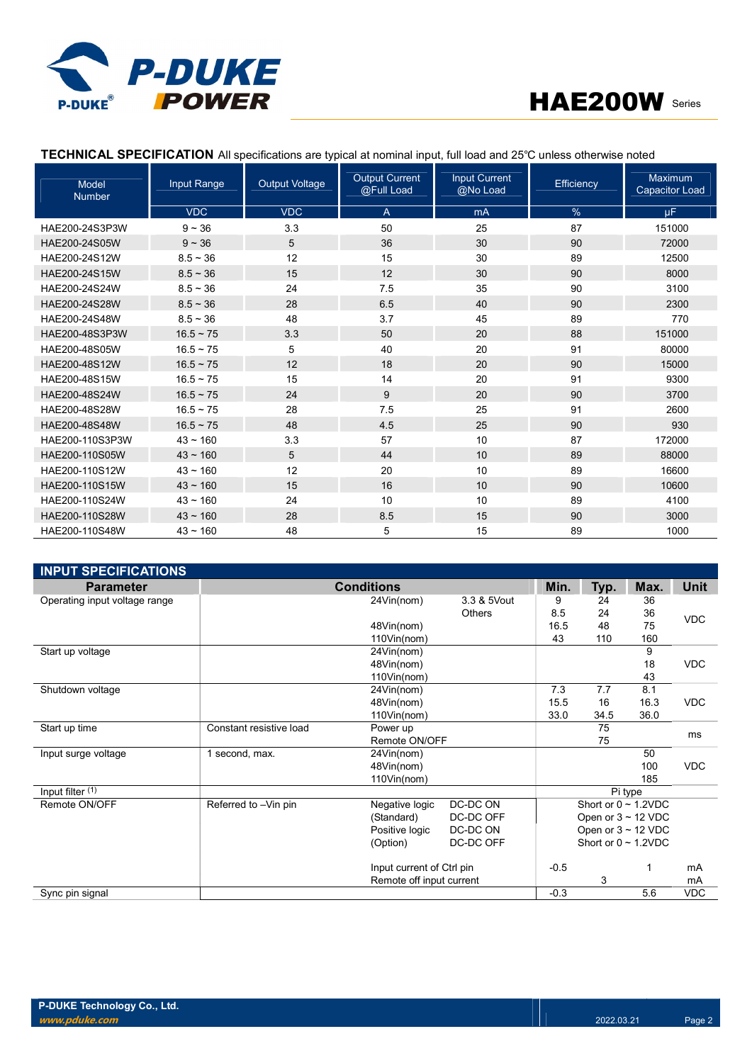## TECHNICAL SPECIFICATION

All specifications are typical at nominal input, full load and 25℃ unless otherwise noted

| Model Number | Input Range | Output Voltage | Output Current @Full Load | Input Current @No Load | Efficiency | Maximum Capacitor Load |
|---|---|---|---|---|---|---|
| | VDC | VDC | A | mA | % | µF |
| HAE200-24S3P3W | 9 ~ 36 | 3.3 | 50 | 25 | 87 | 151000 |
| HAE200-24S05W | 9 ~ 36 | 5 | 36 | 30 | 90 | 72000 |
| HAE200-24S12W | 8.5 ~ 36 | 12 | 15 | 30 | 89 | 12500 |
| HAE200-24S15W | 8.5 ~ 36 | 15 | 12 | 30 | 90 | 8000 |
| HAE200-24S24W | 8.5 ~ 36 | 24 | 7.5 | 35 | 90 | 3100 |
| HAE200-24S28W | 8.5 ~ 36 | 28 | 6.5 | 40 | 90 | 2300 |
| HAE200-24S48W | 8.5 ~ 36 | 48 | 3.7 | 45 | 89 | 770 |
| HAE200-48S3P3W | 16.5 ~ 75 | 3.3 | 50 | 20 | 88 | 151000 |
| HAE200-48S05W | 16.5 ~ 75 | 5 | 40 | 20 | 91 | 80000 |
| HAE200-48S12W | 16.5 ~ 75 | 12 | 18 | 20 | 90 | 15000 |
| HAE200-48S15W | 16.5 ~ 75 | 15 | 14 | 20 | 91 | 9300 |
| HAE200-48S24W | 16.5 ~ 75 | 24 | 9 | 20 | 90 | 3700 |
| HAE200-48S28W | 16.5 ~ 75 | 28 | 7.5 | 25 | 91 | 2600 |
| HAE200-48S48W | 16.5 ~ 75 | 48 | 4.5 | 25 | 90 | 930 |
| HAE200-110S3P3W | 43 ~ 160 | 3.3 | 57 | 10 | 87 | 172000 |
| HAE200-110S05W | 43 ~ 160 | 5 | 44 | 10 | 89 | 88000 |
| HAE200-110S12W | 43 ~ 160 | 12 | 20 | 10 | 89 | 16600 |
| HAE200-110S15W | 43 ~ 160 | 15 | 16 | 10 | 90 | 10600 |
| HAE200-110S24W | 43 ~ 160 | 24 | 10 | 10 | 89 | 4100 |
| HAE200-110S28W | 43 ~ 160 | 28 | 8.5 | 15 | 90 | 3000 |
| HAE200-110S48W | 43 ~ 160 | 48 | 5 | 15 | 89 | 1000 |

## INPUT SPECIFICATIONS

| Parameter | Conditions | | | Min. | Typ. | Max. | Unit |
|---|---|---|---|---|---|---|---|
| Operating input voltage range | | 24Vin(nom) | 3.3 & 5Vout | 9 | 24 | 36 | VDC |
| | | | Others | 8.5 | 24 | 36 | |
| | | 48Vin(nom) | | 16.5 | 48 | 75 | |
| | | 110Vin(nom) | | 43 | 110 | 160 | |
| Start up voltage | | 24Vin(nom) | | | | 9 | VDC |
| | | 48Vin(nom) | | | | 18 | |
| | | 110Vin(nom) | | | | 43 | |
| Shutdown voltage | | 24Vin(nom) | | 7.3 | 7.7 | 8.1 | VDC |
| | | 48Vin(nom) | | 15.5 | 16 | 16.3 | |
| | | 110Vin(nom) | | 33.0 | 34.5 | 36.0 | |
| Start up time | Constant resistive load | Power up | | | 75 | | ms |
| | | Remote ON/OFF | | | 75 | | |
| Input surge voltage | 1 second, max. | 24Vin(nom) | | | | 50 | VDC |
| | | 48Vin(nom) | | | | 100 | |
| | | 110Vin(nom) | | | | 185 | |
| Input filter [(1)] | | | | Pi type | | | |
| Remote ON/OFF | Referred to –Vin pin | Negative logic | DC-DC ON | Short or 0 ~ 1.2VDC | | | |
| | | (Standard) | DC-DC OFF | Open or 3 ~ 12 VDC | | | |
| | | Positive logic | DC-DC ON | Open or 3 ~ 12 VDC | | | |
| | | (Option) | DC-DC OFF | Short or 0 ~ 1.2VDC | | | |
| | | Input current of Ctrl pin | | -0.5 | | 1 | mA |
| | | Remote off input current | | | 3 | | mA |
| Sync pin signal | | | | -0.3 | | 5.6 | VDC |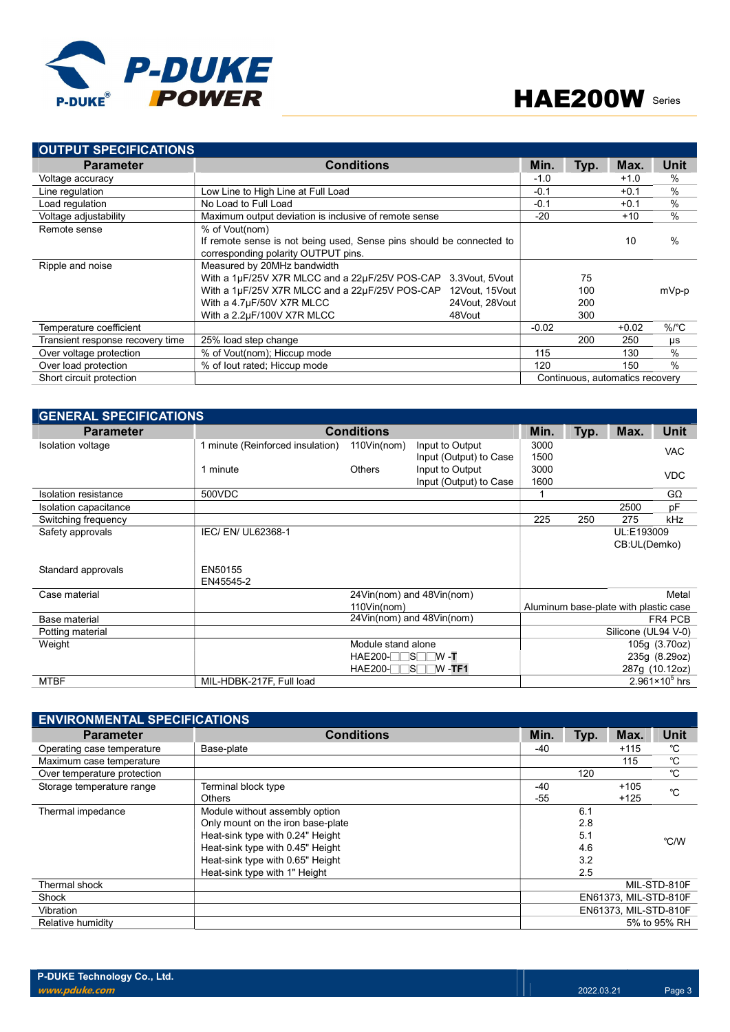## OUTPUT SPECIFICATIONS

| Parameter | Conditions | | Min. | Typ. | Max. | Unit |
|---|---|---|---|---|---|---|
| Voltage accuracy | | | -1.0 | | +1.0 | % |
| Line regulation | Low Line to High Line at Full Load | | -0.1 | | +0.1 | % |
| Load regulation | No Load to Full Load | | -0.1 | | +0.1 | % |
| Voltage adjustability | Maximum output deviation is inclusive of remote sense | | -20 | | +10 | % |
| Remote sense | % of Vout(nom)<br>If remote sense is not being used, Sense pins should be connected to corresponding polarity OUTPUT pins. | | | | 10 | % |
| Ripple and noise | Measured by 20MHz bandwidth<br>With a 1µF/25V X7R MLCC and a 22µF/25V POS-CAP<br>With a 1µF/25V X7R MLCC and a 22µF/25V POS-CAP<br>With a 4.7µF/50V X7R MLCC<br>With a 2.2µF/100V X7R MLCC | <br>3.3Vout, 5Vout<br>12Vout, 15Vout<br>24Vout, 28Vout<br>48Vout | | <br>75<br>100<br>200<br>300 | | mVp-p |
| Temperature coefficient | | | -0.02 | | +0.02 | %/°C |
| Transient response recovery time | 25% load step change | | | 200 | 250 | µs |
| Over voltage protection | % of Vout(nom); Hiccup mode | | 115 | | 130 | % |
| Over load protection | % of Iout rated; Hiccup mode | | 120 | | 150 | % |
| Short circuit protection | | | Continuous, automatics recovery | | | |

## GENERAL SPECIFICATIONS

| Parameter | Conditions | | | Min. | Typ. | Max. | Unit |
|---|---|---|---|---|---|---|---|
| Isolation voltage | 1 minute (Reinforced insulation) | 110Vin(nom) | Input to Output<br>Input (Output) to Case | 3000<br>1500 | | | VAC |
| | 1 minute | Others | Input to Output<br>Input (Output) to Case | 3000<br>1600 | | | VDC |
| Isolation resistance | 500VDC | | | 1 | | | GΩ |
| Isolation capacitance | | | | | | 2500 | pF |
| Switching frequency | | | | 225 | 250 | 275 | kHz |
| Safety approvals | IEC/ EN/ UL62368-1 | | | UL:E193009<br>CB:UL(Demko) | | | |
| Standard approvals | EN50155<br>EN45545-2 | | | | | | |
| Case material | | 24Vin(nom) and 48Vin(nom)<br>110Vin(nom) | | Metal<br>Aluminum base-plate with plastic case | | | |
| Base material | | 24Vin(nom) and 48Vin(nom) | | FR4 PCB | | | |
| Potting material | | | | Silicone (UL94 V-0) | | | |
| Weight | | Module stand alone<br>HAE200-□□S□□W -**T**<br>HAE200-□□S□□W -**TF1** | | 105g (3.70oz)<br>235g (8.29oz)<br>287g (10.12oz) | | | |
| MTBF | MIL-HDBK-217F, Full load | | | $2.961\times10^{5}$ hrs | | | |

## ENVIRONMENTAL SPECIFICATIONS

| Parameter | Conditions | Min. | Typ. | Max. | Unit |
|---|---|---|---|---|---|
| Operating case temperature | Base-plate | -40 | | +115 | ℃ |
| Maximum case temperature | | | | 115 | ℃ |
| Over temperature protection | | | 120 | | ℃ |
| Storage temperature range | Terminal block type<br>Others | -40<br>-55 | | +105<br>+125 | ℃ |
| Thermal impedance | Module without assembly option<br>Only mount on the iron base-plate<br>Heat-sink type with 0.24" Height<br>Heat-sink type with 0.45" Height<br>Heat-sink type with 0.65" Height<br>Heat-sink type with 1" Height | | 6.1<br>2.8<br>5.1<br>4.6<br>3.2<br>2.5 | | ℃/W |
| Thermal shock | | MIL-STD-810F | | | |
| Shock | | EN61373, MIL-STD-810F | | | |
| Vibration | | EN61373, MIL-STD-810F | | | |
| Relative humidity | | 5% to 95% RH | | | |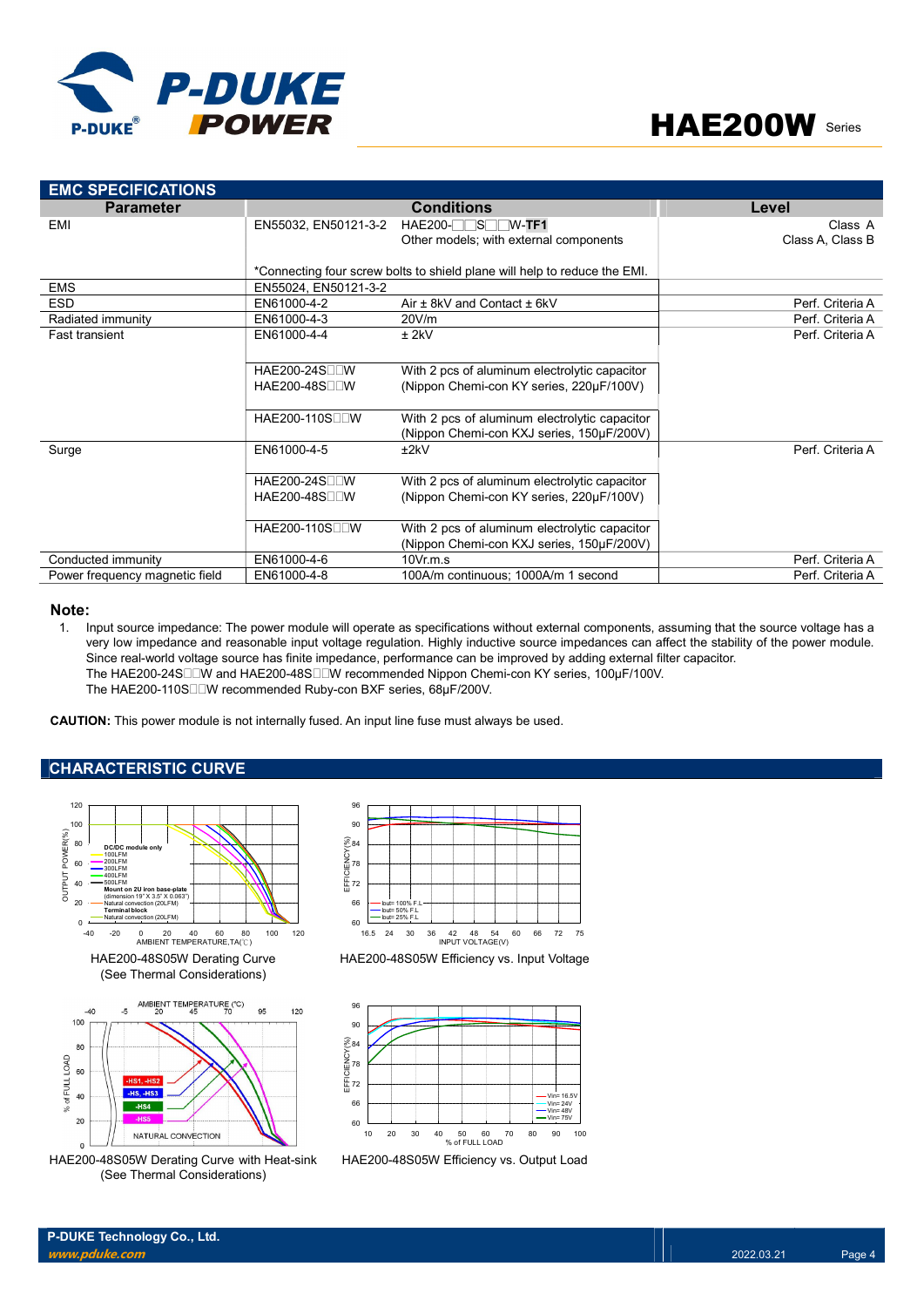## EMC SPECIFICATIONS

| Parameter | Conditions | | Level |
|---|---|---|---|
| EMI | EN55032, EN50121-3-2 | HAE200-□□S□□W-**TF1**<br>Other models; with external components | Class A<br>Class A, Class B |
| | *Connecting four screw bolts to shield plane will help to reduce the EMI. | | |
| EMS | EN55024, EN50121-3-2 | | |
| ESD | EN61000-4-2 | Air ± 8kV and Contact ± 6kV | Perf. Criteria A |
| Radiated immunity | EN61000-4-3 | 20V/m | Perf. Criteria A |
| Fast transient | EN61000-4-4 | ± 2kV | Perf. Criteria A |
| | HAE200-24S□□W<br>HAE200-48S□□W | With 2 pcs of aluminum electrolytic capacitor (Nippon Chemi-con KY series, 220μF/100V) | |
| | HAE200-110S□□W | With 2 pcs of aluminum electrolytic capacitor (Nippon Chemi-con KXJ series, 150μF/200V) | |
| Surge | EN61000-4-5 | ±2kV | Perf. Criteria A |
| | HAE200-24S□□W<br>HAE200-48S□□W | With 2 pcs of aluminum electrolytic capacitor (Nippon Chemi-con KY series, 220μF/100V) | |
| | HAE200-110S□□W | With 2 pcs of aluminum electrolytic capacitor (Nippon Chemi-con KXJ series, 150μF/200V) | |
| Conducted immunity | EN61000-4-6 | 10Vr.m.s | Perf. Criteria A |
| Power frequency magnetic field | EN61000-4-8 | 100A/m continuous; 1000A/m 1 second | Perf. Criteria A |

**Note:**

1. Input source impedance: The power module will operate as specifications without external components, assuming that the source voltage has a very low impedance and reasonable input voltage regulation. Highly inductive source impedances can affect the stability of the power module. Since real-world voltage source has finite impedance, performance can be improved by adding external filter capacitor.
   The HAE200-24S□□W and HAE200-48S□□W recommended Nippon Chemi-con KY series, 100μF/100V.
   The HAE200-110S□□W recommended Ruby-con BXF series, 68μF/200V.

**CAUTION:** This power module is not internally fused. An input line fuse must always be used.

## CHARACTERISTIC CURVE

HAE200-48S05W Derating Curve
(See Thermal Considerations)

HAE200-48S05W Efficiency vs. Input Voltage

HAE200-48S05W Derating Curve with Heat-sink
(See Thermal Considerations)

HAE200-48S05W Efficiency vs. Output Load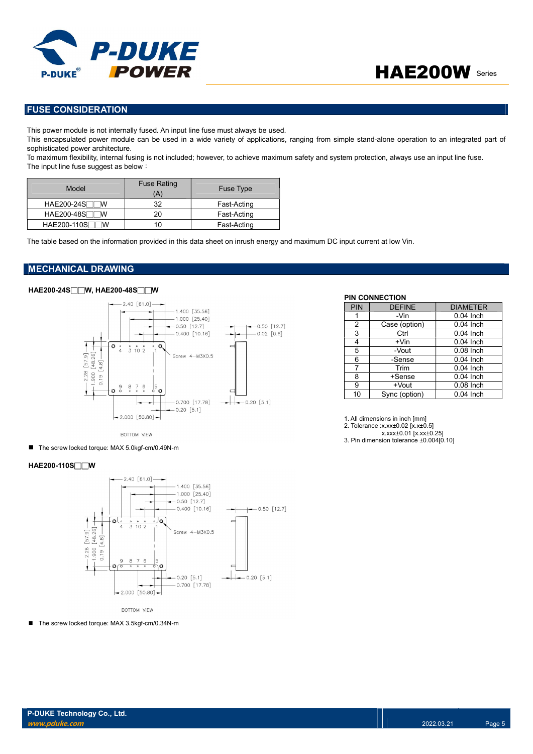## FUSE CONSIDERATION

This power module is not internally fused. An input line fuse must always be used.
This encapsulated power module can be used in a wide variety of applications, ranging from simple stand-alone operation to an integrated part of sophisticated power architecture.
To maximum flexibility, internal fusing is not included; however, to achieve maximum safety and system protection, always use an input line fuse.
The input line fuse suggest as below：

| Model | Fuse Rating (A) | Fuse Type |
|---|---|---|
| HAE200-24S□□W | 32 | Fast-Acting |
| HAE200-48S□□W | 20 | Fast-Acting |
| HAE200-110S□□W | 10 | Fast-Acting |

The table based on the information provided in this data sheet on inrush energy and maximum DC input current at low Vin.

## MECHANICAL DRAWING

**HAE200-24S□□W, HAE200-48S□□W**

2.40 [61.0]
1.400 [35.56]
1.000 [25.40]
0.50 [12.7]
0.400 [10.16]
0.50 [12.7]
0.02 [0.6]
2.28 [57.9]
1.900 [48.26]
0.19 [4.8]
Screw 4−M3X0.5
0.700 [17.78]
0.20 [5.1]
0.20 [5.1]
2.000 [50.80]
BOTTOM VIEW

- The screw locked torque: MAX 5.0kgf-cm/0.49N-m

**HAE200-110S□□W**

2.40 [61.0]
1.400 [35.56]
1.000 [25.40]
0.50 [12.7]
0.400 [10.16]
0.50 [12.7]
2.28 [57.9]
1.900 [48.26]
0.19 [4.8]
Screw 4−M3X0.5
0.20 [5.1]
0.700 [17.78]
0.20 [5.1]
2.000 [50.80]
BOTTOM VIEW

- The screw locked torque: MAX 3.5kgf-cm/0.34N-m

**PIN CONNECTION**

| PIN | DEFINE | DIAMETER |
|---|---|---|
| 1 | -Vin | 0.04 Inch |
| 2 | Case (option) | 0.04 Inch |
| 3 | Ctrl | 0.04 Inch |
| 4 | +Vin | 0.04 Inch |
| 5 | -Vout | 0.08 Inch |
| 6 | -Sense | 0.04 Inch |
| 7 | Trim | 0.04 Inch |
| 8 | +Sense | 0.04 Inch |
| 9 | +Vout | 0.08 Inch |
| 10 | Sync (option) | 0.04 Inch |

1. All dimensions in inch [mm]
2. Tolerance :x.xx±0.02 [x.x±0.5]
   x.xxx±0.01 [x.xx±0.25]
3. Pin dimension tolerance ±0.004[0.10]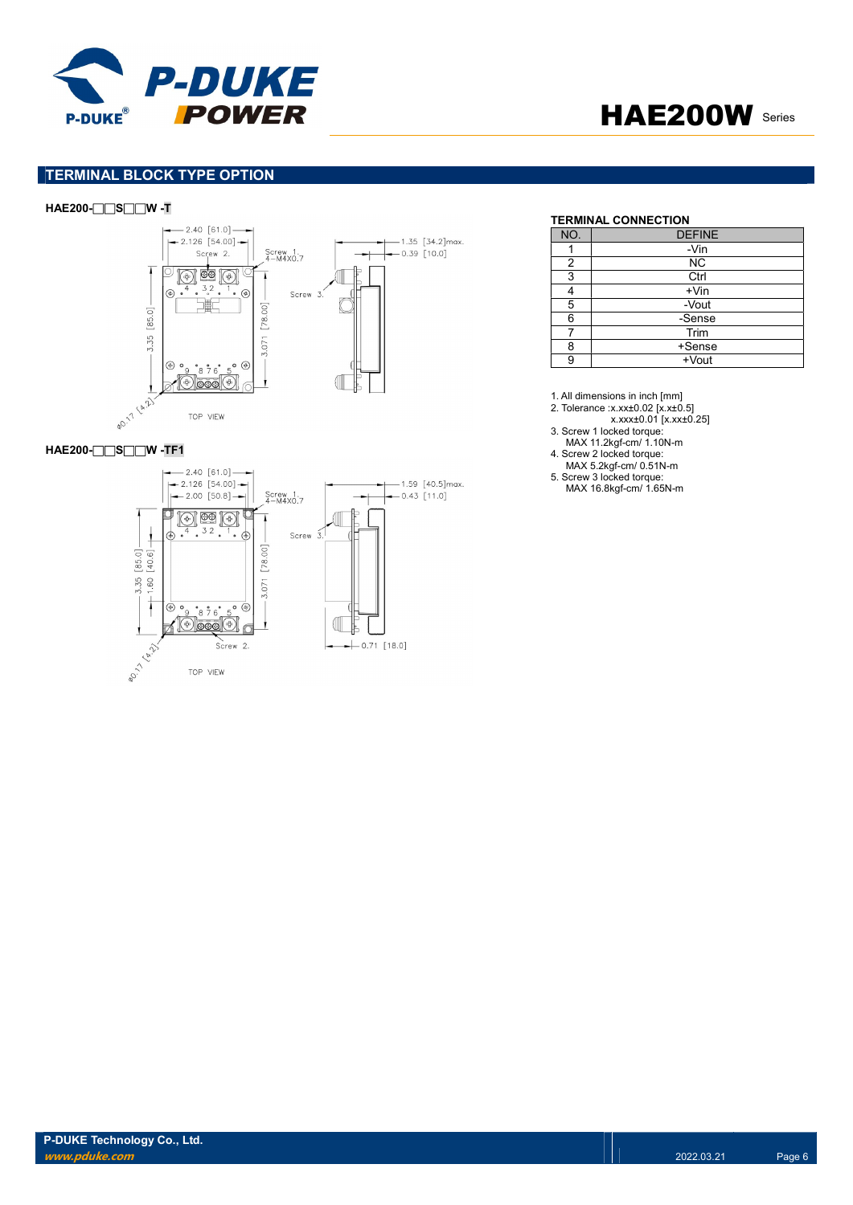## TERMINAL BLOCK TYPE OPTION

**HAE200-□□S□□W -T**

2.40 [61.0]
2.126 [54.00]
Screw 2.
Screw 1. 4−M4X0.7
1.35 [34.2]max.
0.39 [10.0]
Screw 3.
3.35 [85.0]
3.071 [78.00]
ø0.17 [4.2]
TOP VIEW

**HAE200-□□S□□W -TF1**

2.40 [61.0]
2.126 [54.00]
2.00 [50.8]
Screw 1. 4−M4X0.7
1.59 [40.5]max.
0.43 [11.0]
Screw 3.
3.35 [85.0]
1.60 [40.6]
3.071 [78.00]
Screw 2.
0.71 [18.0]
ø0.17 [4.2]
TOP VIEW

**TERMINAL CONNECTION**

| NO. | DEFINE |
|---|---|
| 1 | -Vin |
| 2 | NC |
| 3 | Ctrl |
| 4 | +Vin |
| 5 | -Vout |
| 6 | -Sense |
| 7 | Trim |
| 8 | +Sense |
| 9 | +Vout |

1. All dimensions in inch [mm]
2. Tolerance :x.xx±0.02 [x.x±0.5]
   x.xxx±0.01 [x.xx±0.25]
3. Screw 1 locked torque:
   MAX 11.2kgf-cm/ 1.10N-m
4. Screw 2 locked torque:
   MAX 5.2kgf-cm/ 0.51N-m
5. Screw 3 locked torque:
   MAX 16.8kgf-cm/ 1.65N-m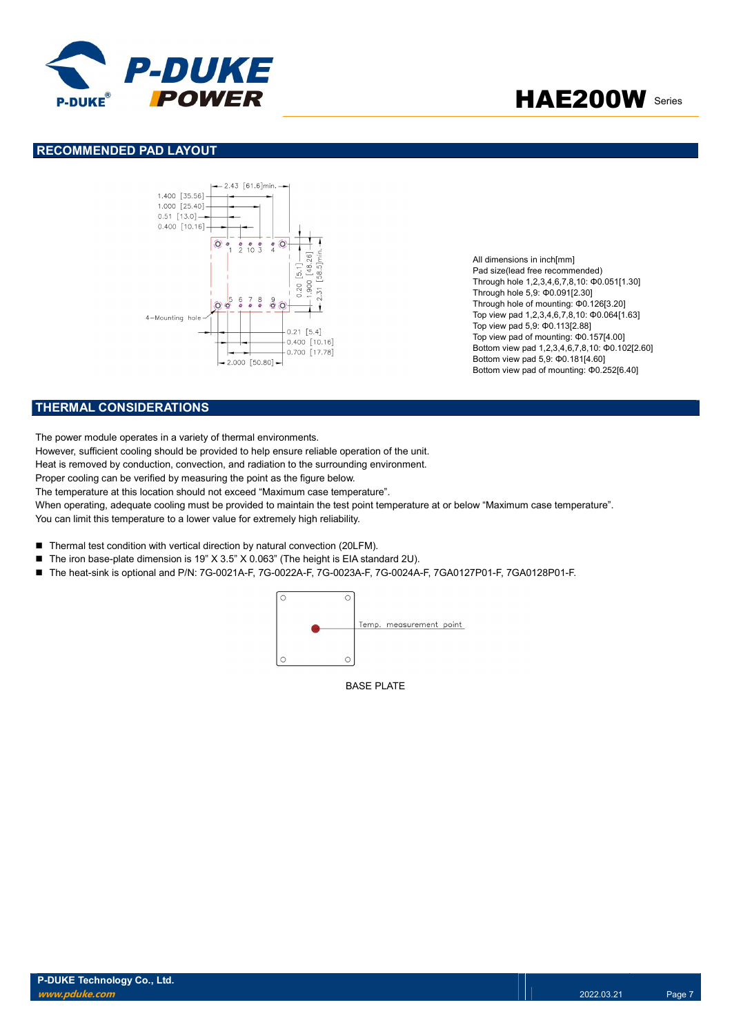## RECOMMENDED PAD LAYOUT

All dimensions in inch[mm]
Pad size(lead free recommended)
Through hole 1,2,3,4,6,7,8,10: Φ0.051[1.30]
Through hole 5,9: Φ0.091[2.30]
Through hole of mounting: Φ0.126[3.20]
Top view pad 1,2,3,4,6,7,8,10: Φ0.064[1.63]
Top view pad 5,9: Φ0.113[2.88]
Top view pad of mounting: Φ0.157[4.00]
Bottom view pad 1,2,3,4,6,7,8,10: Φ0.102[2.60]
Bottom view pad 5,9: Φ0.181[4.60]
Bottom view pad of mounting: Φ0.252[6.40]

## THERMAL CONSIDERATIONS

The power module operates in a variety of thermal environments.
However, sufficient cooling should be provided to help ensure reliable operation of the unit.
Heat is removed by conduction, convection, and radiation to the surrounding environment.
Proper cooling can be verified by measuring the point as the figure below.
The temperature at this location should not exceed "Maximum case temperature".
When operating, adequate cooling must be provided to maintain the test point temperature at or below "Maximum case temperature".
You can limit this temperature to a lower value for extremely high reliability.

- Thermal test condition with vertical direction by natural convection (20LFM).
- The iron base-plate dimension is 19" X 3.5" X 0.063" (The height is EIA standard 2U).
- The heat-sink is optional and P/N: 7G-0021A-F, 7G-0022A-F, 7G-0023A-F, 7G-0024A-F, 7GA0127P01-F, 7GA0128P01-F.

BASE PLATE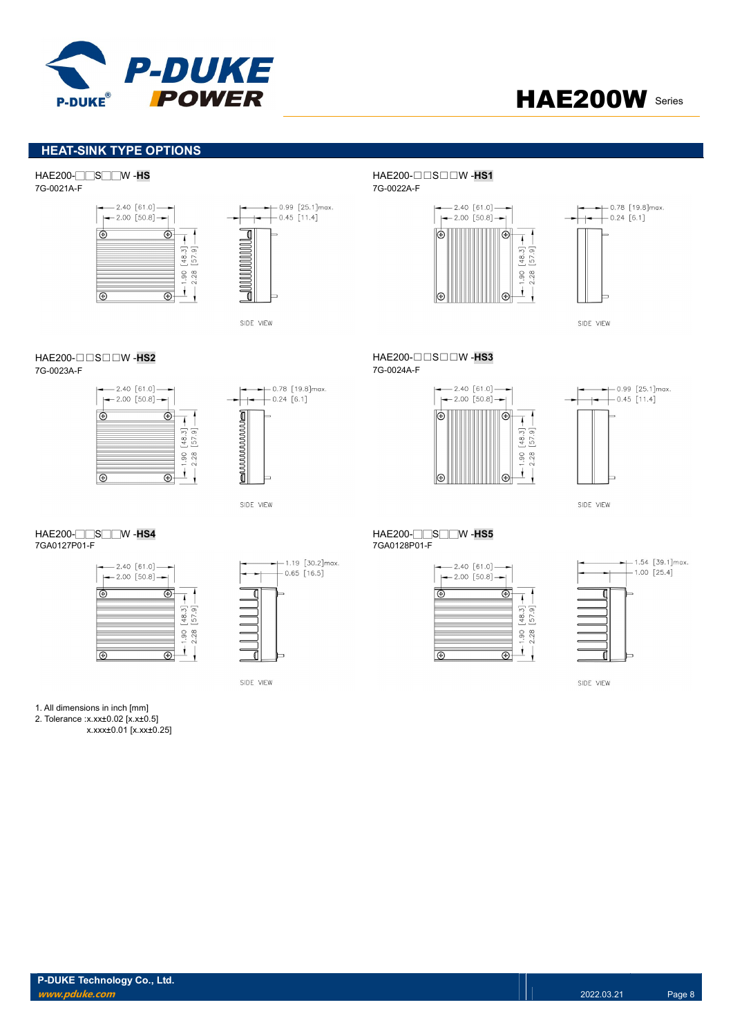## HEAT-SINK TYPE OPTIONS

HAE200-□□S□□W -**HS**
7G-0021A-F

2.40 [61.0]
2.00 [50.8]
1.90 [48.3]
2.28 [57.9]
0.99 [25.1]max.
0.45 [11.4]
SIDE VIEW

HAE200-□□S□□W -**HS1**
7G-0022A-F

2.40 [61.0]
2.00 [50.8]
1.90 [48.3]
2.28 [57.9]
0.78 [19.8]max.
0.24 [6.1]
SIDE VIEW

HAE200-□□S□□W -**HS2**
7G-0023A-F

2.40 [61.0]
2.00 [50.8]
1.90 [48.3]
2.28 [57.9]
0.78 [19.8]max.
0.24 [6.1]
SIDE VIEW

HAE200-□□S□□W -**HS3**
7G-0024A-F

2.40 [61.0]
2.00 [50.8]
1.90 [48.3]
2.28 [57.9]
0.99 [25.1]max.
0.45 [11.4]
SIDE VIEW

HAE200-□□S□□W -**HS4**
7GA0127P01-F

2.40 [61.0]
2.00 [50.8]
1.90 [48.3]
2.28 [57.9]
1.19 [30.2]max.
0.65 [16.5]
SIDE VIEW

HAE200-□□S□□W -**HS5**
7GA0128P01-F

2.40 [61.0]
2.00 [50.8]
1.90 [48.3]
2.28 [57.9]
1.54 [39.1]max.
1.00 [25.4]
SIDE VIEW

1. All dimensions in inch [mm]
2. Tolerance :x.xx±0.02 [x.x±0.5]
   x.xxx±0.01 [x.xx±0.25]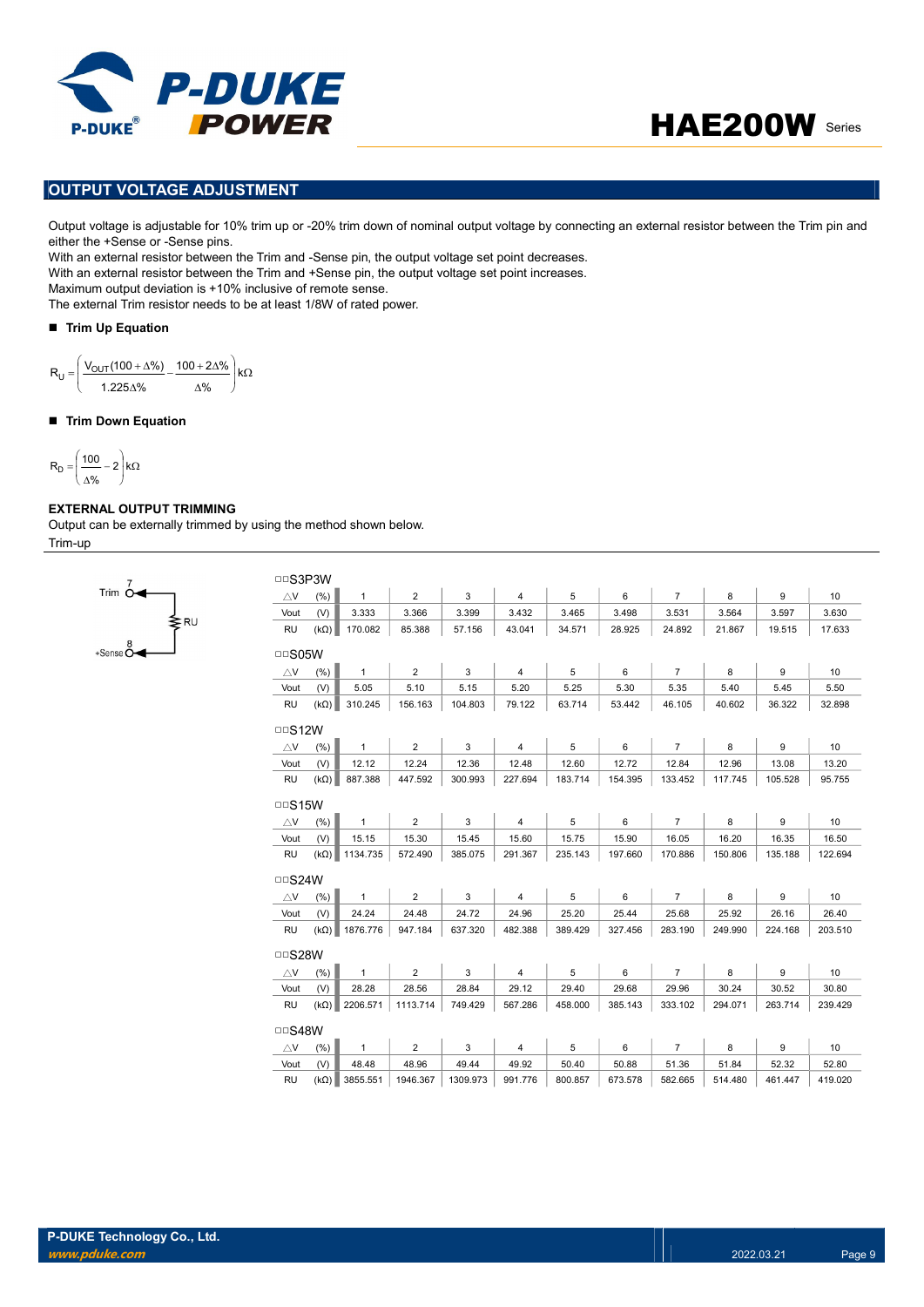## OUTPUT VOLTAGE ADJUSTMENT

Output voltage is adjustable for 10% trim up or -20% trim down of nominal output voltage by connecting an external resistor between the Trim pin and either the +Sense or -Sense pins.
With an external resistor between the Trim and -Sense pin, the output voltage set point decreases.
With an external resistor between the Trim and +Sense pin, the output voltage set point increases.
Maximum output deviation is +10% inclusive of remote sense.
The external Trim resistor needs to be at least 1/8W of rated power.

- **Trim Up Equation**

$$R_U = \left( \frac{V_{OUT}(100+\Delta\%)}{1.225\Delta\%} - \frac{100+2\Delta\%}{\Delta\%} \right) k\Omega$$

- **Trim Down Equation**

$$R_D = \left( \frac{100}{\Delta\%} - 2 \right) k\Omega$$

### EXTERNAL OUTPUT TRIMMING

Output can be externally trimmed by using the method shown below.

Trim-up

Trim 7, RU, +Sense 8

□□S3P3W

| △V (%) | 1 | 2 | 3 | 4 | 5 | 6 | 7 | 8 | 9 | 10 |
|---|---|---|---|---|---|---|---|---|---|---|
| Vout (V) | 3.333 | 3.366 | 3.399 | 3.432 | 3.465 | 3.498 | 3.531 | 3.564 | 3.597 | 3.630 |
| RU (kΩ) | 170.082 | 85.388 | 57.156 | 43.041 | 34.571 | 28.925 | 24.892 | 21.867 | 19.515 | 17.633 |

□□S05W

| △V (%) | 1 | 2 | 3 | 4 | 5 | 6 | 7 | 8 | 9 | 10 |
|---|---|---|---|---|---|---|---|---|---|---|
| Vout (V) | 5.05 | 5.10 | 5.15 | 5.20 | 5.25 | 5.30 | 5.35 | 5.40 | 5.45 | 5.50 |
| RU (kΩ) | 310.245 | 156.163 | 104.803 | 79.122 | 63.714 | 53.442 | 46.105 | 40.602 | 36.322 | 32.898 |

□□S12W

| △V (%) | 1 | 2 | 3 | 4 | 5 | 6 | 7 | 8 | 9 | 10 |
|---|---|---|---|---|---|---|---|---|---|---|
| Vout (V) | 12.12 | 12.24 | 12.36 | 12.48 | 12.60 | 12.72 | 12.84 | 12.96 | 13.08 | 13.20 |
| RU (kΩ) | 887.388 | 447.592 | 300.993 | 227.694 | 183.714 | 154.395 | 133.452 | 117.745 | 105.528 | 95.755 |

□□S15W

| △V (%) | 1 | 2 | 3 | 4 | 5 | 6 | 7 | 8 | 9 | 10 |
|---|---|---|---|---|---|---|---|---|---|---|
| Vout (V) | 15.15 | 15.30 | 15.45 | 15.60 | 15.75 | 15.90 | 16.05 | 16.20 | 16.35 | 16.50 |
| RU (kΩ) | 1134.735 | 572.490 | 385.075 | 291.367 | 235.143 | 197.660 | 170.886 | 150.806 | 135.188 | 122.694 |

□□S24W

| △V (%) | 1 | 2 | 3 | 4 | 5 | 6 | 7 | 8 | 9 | 10 |
|---|---|---|---|---|---|---|---|---|---|---|
| Vout (V) | 24.24 | 24.48 | 24.72 | 24.96 | 25.20 | 25.44 | 25.68 | 25.92 | 26.16 | 26.40 |
| RU (kΩ) | 1876.776 | 947.184 | 637.320 | 482.388 | 389.429 | 327.456 | 283.190 | 249.990 | 224.168 | 203.510 |

□□S28W

| △V (%) | 1 | 2 | 3 | 4 | 5 | 6 | 7 | 8 | 9 | 10 |
|---|---|---|---|---|---|---|---|---|---|---|
| Vout (V) | 28.28 | 28.56 | 28.84 | 29.12 | 29.40 | 29.68 | 29.96 | 30.24 | 30.52 | 30.80 |
| RU (kΩ) | 2206.571 | 1113.714 | 749.429 | 567.286 | 458.000 | 385.143 | 333.102 | 294.071 | 263.714 | 239.429 |

□□S48W

| △V (%) | 1 | 2 | 3 | 4 | 5 | 6 | 7 | 8 | 9 | 10 |
|---|---|---|---|---|---|---|---|---|---|---|
| Vout (V) | 48.48 | 48.96 | 49.44 | 49.92 | 50.40 | 50.88 | 51.36 | 51.84 | 52.32 | 52.80 |
| RU (kΩ) | 3855.551 | 1946.367 | 1309.973 | 991.776 | 800.857 | 673.578 | 582.665 | 514.480 | 461.447 | 419.020 |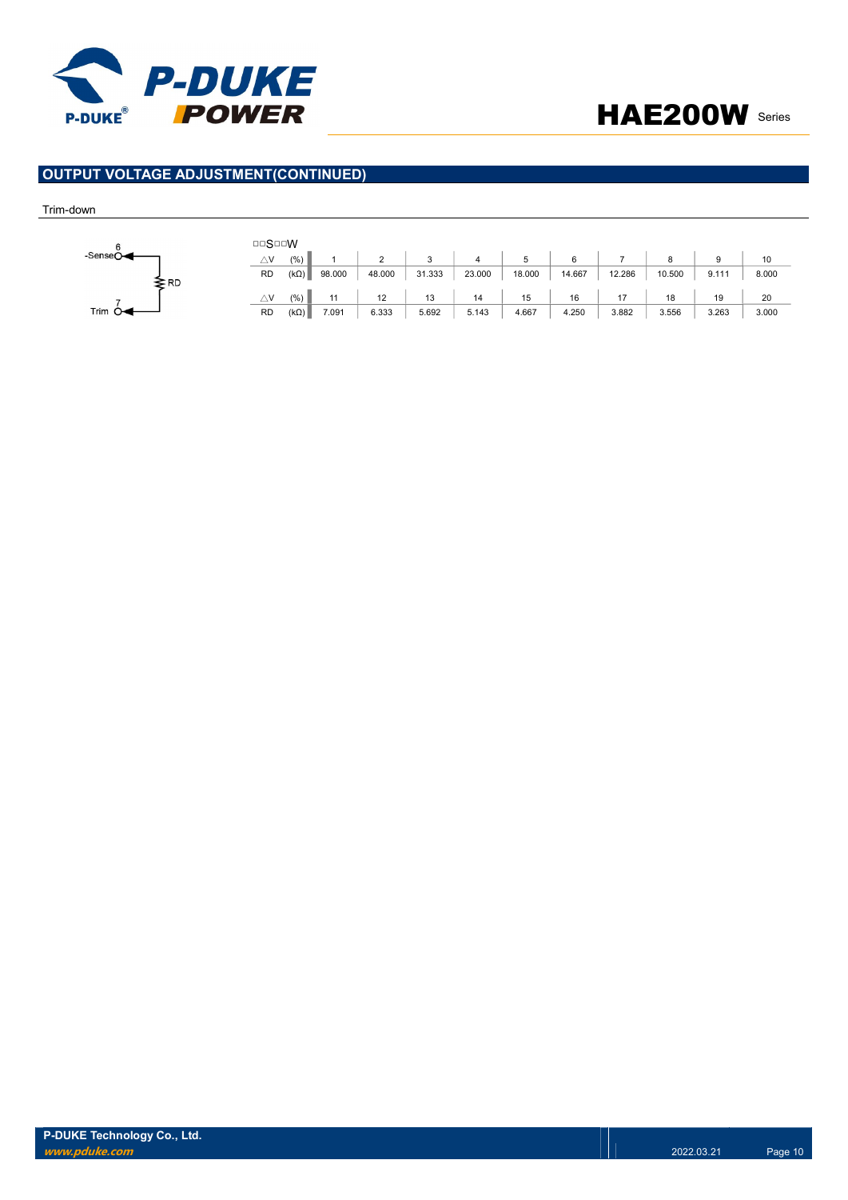## OUTPUT VOLTAGE ADJUSTMENT(CONTINUED)

Trim-down

6
-Sense

RD

7
Trim

□□S□□W

| △V | (%) | 1 | 2 | 3 | 4 | 5 | 6 | 7 | 8 | 9 | 10 |
|---|---|---|---|---|---|---|---|---|---|---|---|
| RD | (kΩ) | 98.000 | 48.000 | 31.333 | 23.000 | 18.000 | 14.667 | 12.286 | 10.500 | 9.111 | 8.000 |
| △V | (%) | 11 | 12 | 13 | 14 | 15 | 16 | 17 | 18 | 19 | 20 |
| RD | (kΩ) | 7.091 | 6.333 | 5.692 | 5.143 | 4.667 | 4.250 | 3.882 | 3.556 | 3.263 | 3.000 |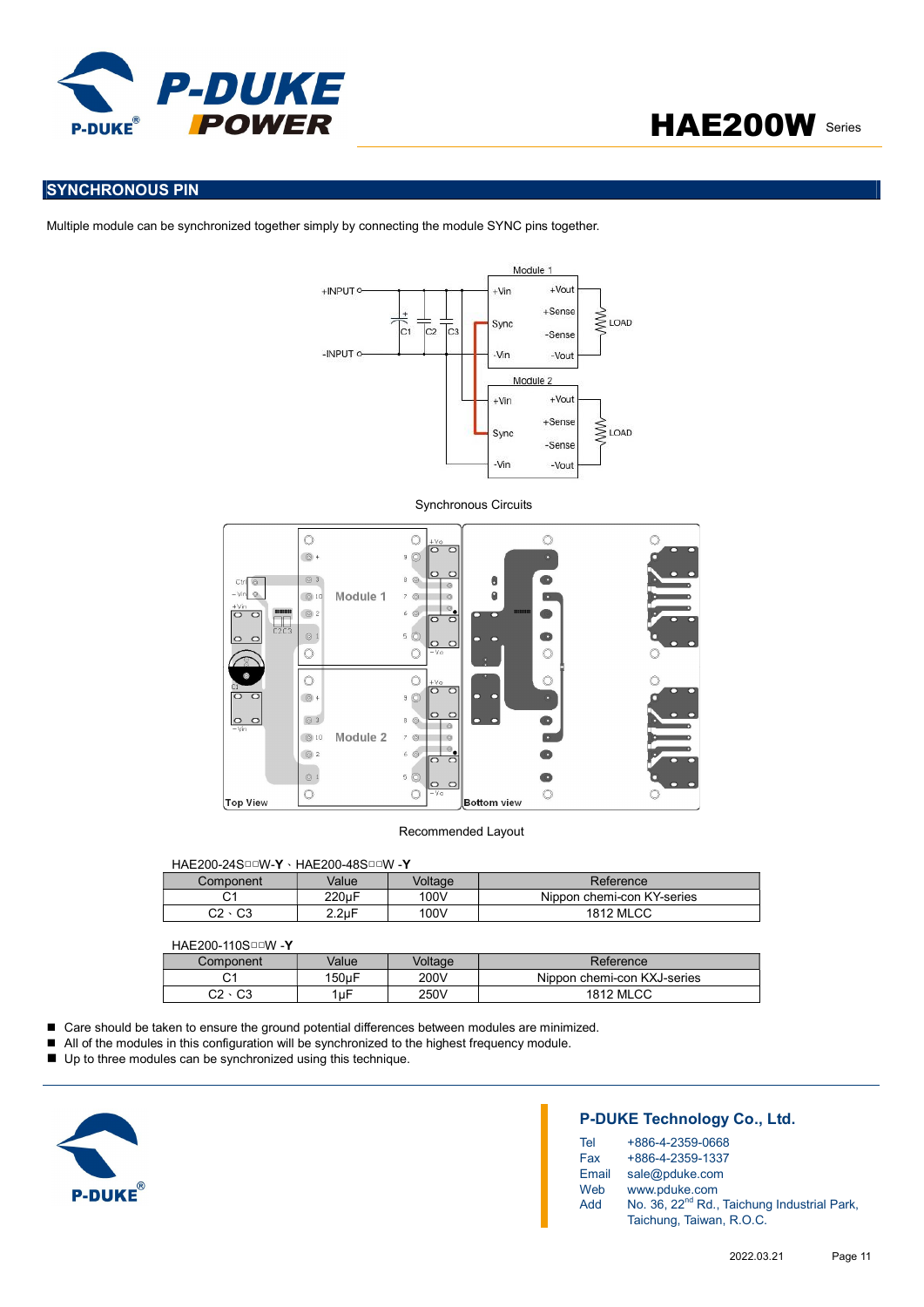## SYNCHRONOUS PIN

Multiple module can be synchronized together simply by connecting the module SYNC pins together.

Module 1
+INPUT
-INPUT
C1 C2 C3
+Vin +Vout
+Sense
Sync LOAD
-Sense
-Vin -Vout
Module 2
+Vin +Vout
+Sense
Sync LOAD
-Sense
-Vin -Vout

Synchronous Circuits

Top View
Module 1
Module 2
Bottom view

Recommended Layout

HAE200-24S□□W-**Y**、HAE200-48S□□W -**Y**

| Component | Value | Voltage | Reference |
|---|---|---|---|
| C1 | 220µF | 100V | Nippon chemi-con KY-series |
| C2、C3 | 2.2µF | 100V | 1812 MLCC |

HAE200-110S□□W -**Y**

| Component | Value | Voltage | Reference |
|---|---|---|---|
| C1 | 150µF | 200V | Nippon chemi-con KXJ-series |
| C2、C3 | 1µF | 250V | 1812 MLCC |

- Care should be taken to ensure the ground potential differences between modules are minimized.
- All of the modules in this configuration will be synchronized to the highest frequency module.
- Up to three modules can be synchronized using this technique.

**P-DUKE Technology Co., Ltd.**

Tel +886-4-2359-0668
Fax +886-4-2359-1337
Email sale@pduke.com
Web www.pduke.com
Add No. 36, 22nd Rd., Taichung Industrial Park, Taichung, Taiwan, R.O.C.

2022.03.21